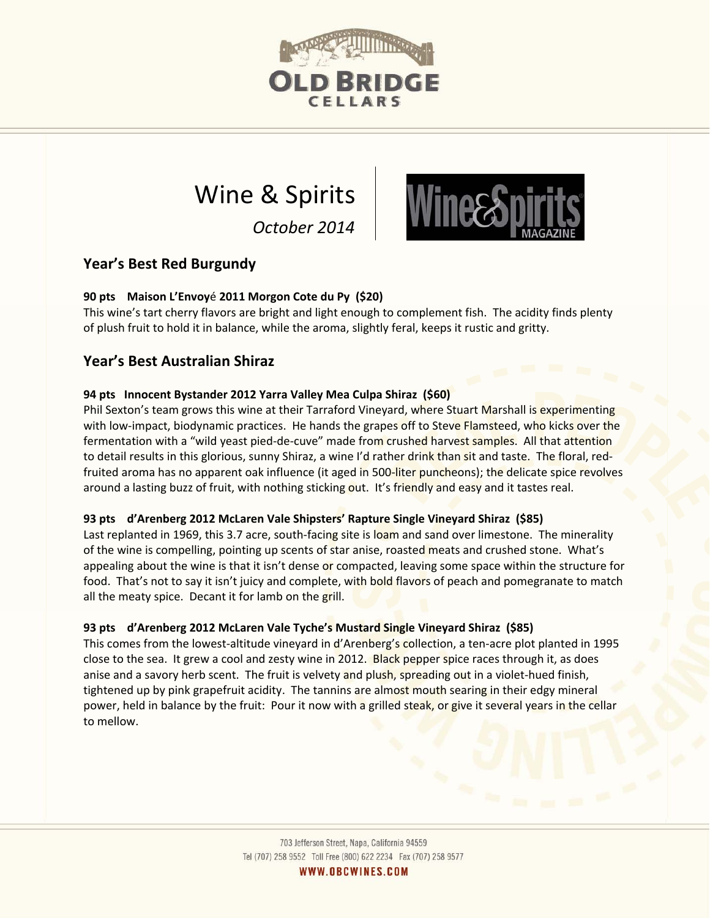# Wine & Spirits

*October 2014*

## Year's Best Red Burgundy

**90 pts Maison L'Envoyé 2011 Morgon Cote du Py ($20)**

This wine's tart cherry flavors are bright and light enough to complement fish. The acidity finds plenty of plush fruit to hold it in balance, while the aroma, slightly feral, keeps it rustic and gritty.

## Year's Best Australian Shiraz

**94 pts Innocent Bystander 2012 Yarra Valley Mea Culpa Shiraz ($60)**

Phil Sexton's team grows this wine at their Tarraford Vineyard, where Stuart Marshall is experimenting with low-impact, biodynamic practices. He hands the grapes off to Steve Flamsteed, who kicks over the fermentation with a "wild yeast pied-de-cuve" made from crushed harvest samples. All that attention to detail results in this glorious, sunny Shiraz, a wine I'd rather drink than sit and taste. The floral, red-fruited aroma has no apparent oak influence (it aged in 500-liter puncheons); the delicate spice revolves around a lasting buzz of fruit, with nothing sticking out. It's friendly and easy and it tastes real.

**93 pts d'Arenberg 2012 McLaren Vale Shipsters' Rapture Single Vineyard Shiraz ($85)**

Last replanted in 1969, this 3.7 acre, south-facing site is loam and sand over limestone. The minerality of the wine is compelling, pointing up scents of star anise, roasted meats and crushed stone. What's appealing about the wine is that it isn't dense or compacted, leaving some space within the structure for food. That's not to say it isn't juicy and complete, with bold flavors of peach and pomegranate to match all the meaty spice. Decant it for lamb on the grill.

**93 pts d'Arenberg 2012 McLaren Vale Tyche's Mustard Single Vineyard Shiraz ($85)**

This comes from the lowest-altitude vineyard in d'Arenberg's collection, a ten-acre plot planted in 1995 close to the sea. It grew a cool and zesty wine in 2012. Black pepper spice races through it, as does anise and a savory herb scent. The fruit is velvety and plush, spreading out in a violet-hued finish, tightened up by pink grapefruit acidity. The tannins are almost mouth searing in their edgy mineral power, held in balance by the fruit: Pour it now with a grilled steak, or give it several years in the cellar to mellow.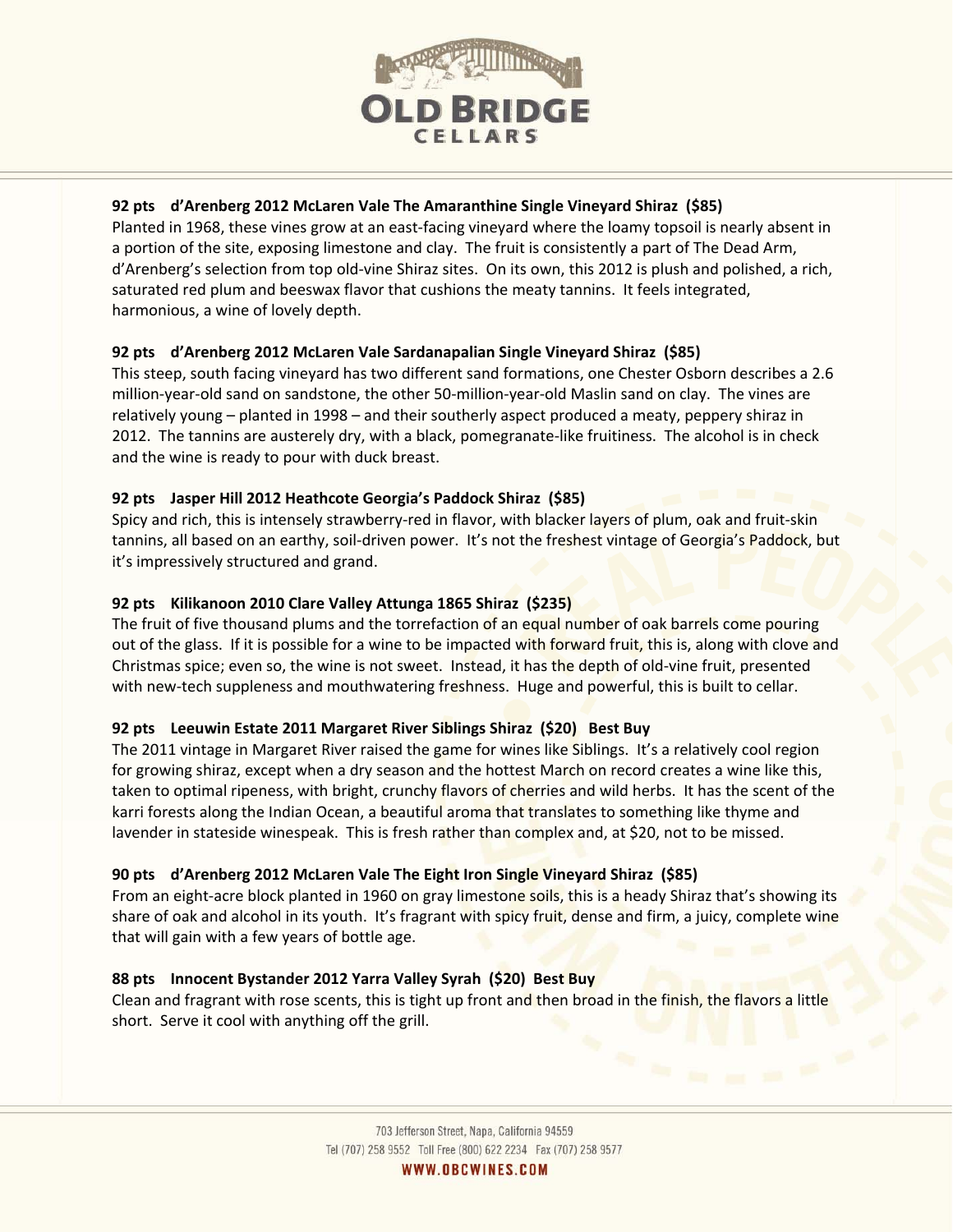**92 pts d'Arenberg 2012 McLaren Vale The Amaranthine Single Vineyard Shiraz ($85)**

Planted in 1968, these vines grow at an east-facing vineyard where the loamy topsoil is nearly absent in a portion of the site, exposing limestone and clay. The fruit is consistently a part of The Dead Arm, d'Arenberg's selection from top old-vine Shiraz sites. On its own, this 2012 is plush and polished, a rich, saturated red plum and beeswax flavor that cushions the meaty tannins. It feels integrated, harmonious, a wine of lovely depth.

**92 pts d'Arenberg 2012 McLaren Vale Sardanapalian Single Vineyard Shiraz ($85)**

This steep, south facing vineyard has two different sand formations, one Chester Osborn describes a 2.6 million-year-old sand on sandstone, the other 50-million-year-old Maslin sand on clay. The vines are relatively young – planted in 1998 – and their southerly aspect produced a meaty, peppery shiraz in 2012. The tannins are austerely dry, with a black, pomegranate-like fruitiness. The alcohol is in check and the wine is ready to pour with duck breast.

**92 pts Jasper Hill 2012 Heathcote Georgia's Paddock Shiraz ($85)**

Spicy and rich, this is intensely strawberry-red in flavor, with blacker layers of plum, oak and fruit-skin tannins, all based on an earthy, soil-driven power. It's not the freshest vintage of Georgia's Paddock, but it's impressively structured and grand.

**92 pts Kilikanoon 2010 Clare Valley Attunga 1865 Shiraz ($235)**

The fruit of five thousand plums and the torrefaction of an equal number of oak barrels come pouring out of the glass. If it is possible for a wine to be impacted with forward fruit, this is, along with clove and Christmas spice; even so, the wine is not sweet. Instead, it has the depth of old-vine fruit, presented with new-tech suppleness and mouthwatering freshness. Huge and powerful, this is built to cellar.

**92 pts Leeuwin Estate 2011 Margaret River Siblings Shiraz ($20) Best Buy**

The 2011 vintage in Margaret River raised the game for wines like Siblings. It's a relatively cool region for growing shiraz, except when a dry season and the hottest March on record creates a wine like this, taken to optimal ripeness, with bright, crunchy flavors of cherries and wild herbs. It has the scent of the karri forests along the Indian Ocean, a beautiful aroma that translates to something like thyme and lavender in stateside winespeak. This is fresh rather than complex and, at $20, not to be missed.

**90 pts d'Arenberg 2012 McLaren Vale The Eight Iron Single Vineyard Shiraz ($85)**

From an eight-acre block planted in 1960 on gray limestone soils, this is a heady Shiraz that's showing its share of oak and alcohol in its youth. It's fragrant with spicy fruit, dense and firm, a juicy, complete wine that will gain with a few years of bottle age.

**88 pts Innocent Bystander 2012 Yarra Valley Syrah ($20) Best Buy**

Clean and fragrant with rose scents, this is tight up front and then broad in the finish, the flavors a little short. Serve it cool with anything off the grill.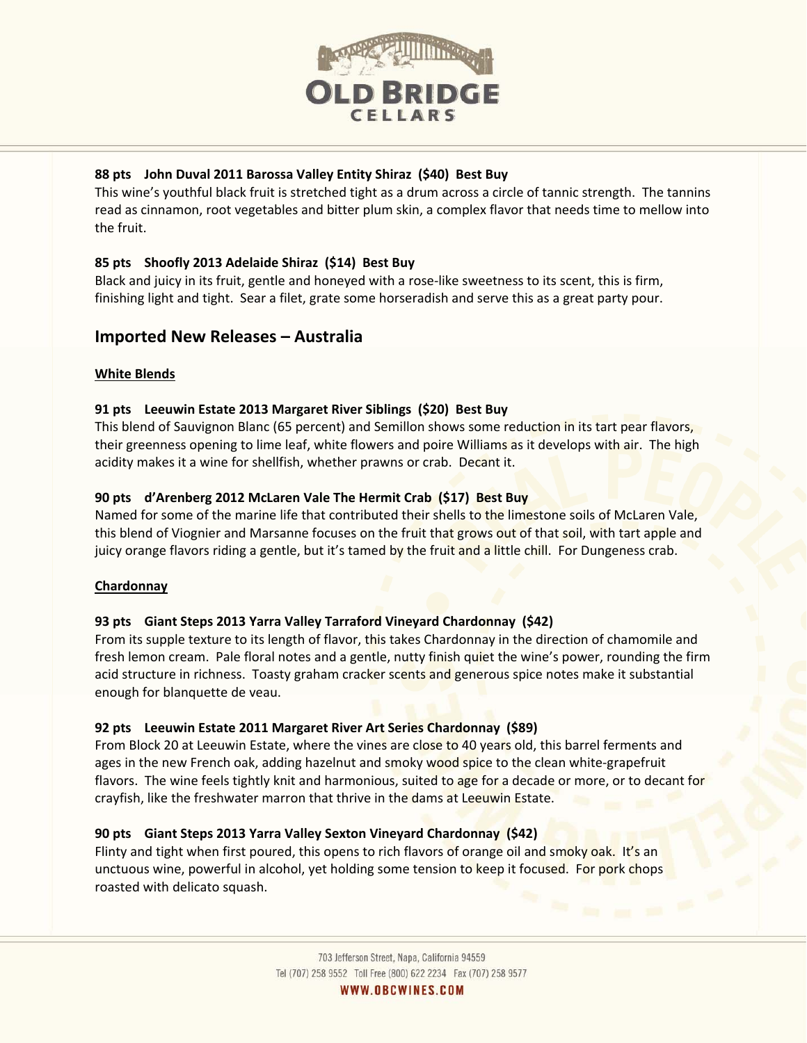**88 pts John Duval 2011 Barossa Valley Entity Shiraz ($40) Best Buy**
This wine's youthful black fruit is stretched tight as a drum across a circle of tannic strength. The tannins read as cinnamon, root vegetables and bitter plum skin, a complex flavor that needs time to mellow into the fruit.

**85 pts Shoofly 2013 Adelaide Shiraz ($14) Best Buy**
Black and juicy in its fruit, gentle and honeyed with a rose-like sweetness to its scent, this is firm, finishing light and tight. Sear a filet, grate some horseradish and serve this as a great party pour.

## Imported New Releases – Australia

**White Blends**

**91 pts Leeuwin Estate 2013 Margaret River Siblings ($20) Best Buy**
This blend of Sauvignon Blanc (65 percent) and Semillon shows some reduction in its tart pear flavors, their greenness opening to lime leaf, white flowers and poire Williams as it develops with air. The high acidity makes it a wine for shellfish, whether prawns or crab. Decant it.

**90 pts d'Arenberg 2012 McLaren Vale The Hermit Crab ($17) Best Buy**
Named for some of the marine life that contributed their shells to the limestone soils of McLaren Vale, this blend of Viognier and Marsanne focuses on the fruit that grows out of that soil, with tart apple and juicy orange flavors riding a gentle, but it's tamed by the fruit and a little chill. For Dungeness crab.

**Chardonnay**

**93 pts Giant Steps 2013 Yarra Valley Tarraford Vineyard Chardonnay ($42)**
From its supple texture to its length of flavor, this takes Chardonnay in the direction of chamomile and fresh lemon cream. Pale floral notes and a gentle, nutty finish quiet the wine's power, rounding the firm acid structure in richness. Toasty graham cracker scents and generous spice notes make it substantial enough for blanquette de veau.

**92 pts Leeuwin Estate 2011 Margaret River Art Series Chardonnay ($89)**
From Block 20 at Leeuwin Estate, where the vines are close to 40 years old, this barrel ferments and ages in the new French oak, adding hazelnut and smoky wood spice to the clean white-grapefruit flavors. The wine feels tightly knit and harmonious, suited to age for a decade or more, or to decant for crayfish, like the freshwater marron that thrive in the dams at Leeuwin Estate.

**90 pts Giant Steps 2013 Yarra Valley Sexton Vineyard Chardonnay ($42)**
Flinty and tight when first poured, this opens to rich flavors of orange oil and smoky oak. It's an unctuous wine, powerful in alcohol, yet holding some tension to keep it focused. For pork chops roasted with delicato squash.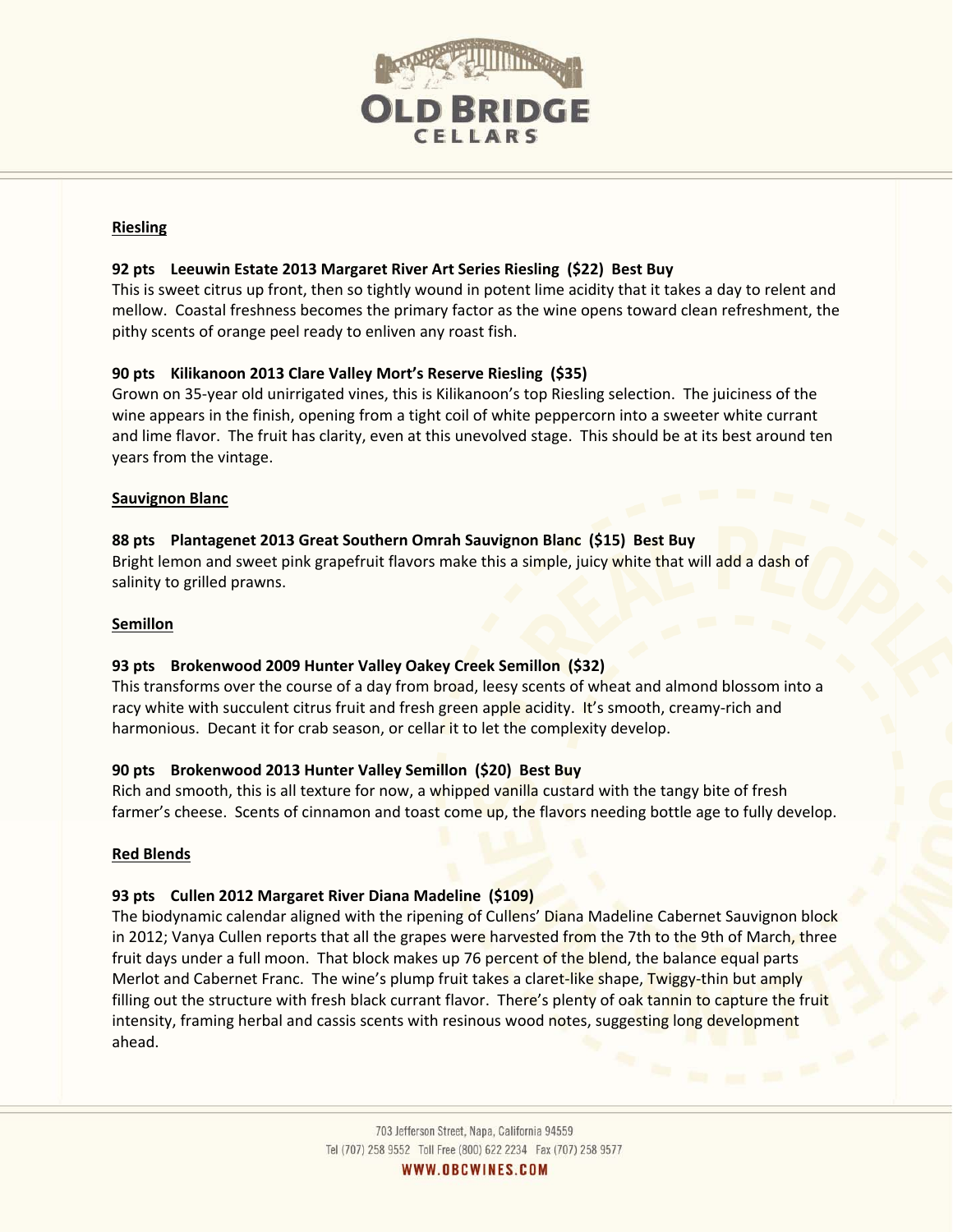**Riesling**

**92 pts Leeuwin Estate 2013 Margaret River Art Series Riesling ($22) Best Buy**
This is sweet citrus up front, then so tightly wound in potent lime acidity that it takes a day to relent and mellow. Coastal freshness becomes the primary factor as the wine opens toward clean refreshment, the pithy scents of orange peel ready to enliven any roast fish.

**90 pts Kilikanoon 2013 Clare Valley Mort's Reserve Riesling ($35)**
Grown on 35-year old unirrigated vines, this is Kilikanoon's top Riesling selection. The juiciness of the wine appears in the finish, opening from a tight coil of white peppercorn into a sweeter white currant and lime flavor. The fruit has clarity, even at this unevolved stage. This should be at its best around ten years from the vintage.

**Sauvignon Blanc**

**88 pts Plantagenet 2013 Great Southern Omrah Sauvignon Blanc ($15) Best Buy**
Bright lemon and sweet pink grapefruit flavors make this a simple, juicy white that will add a dash of salinity to grilled prawns.

**Semillon**

**93 pts Brokenwood 2009 Hunter Valley Oakey Creek Semillon ($32)**
This transforms over the course of a day from broad, leesy scents of wheat and almond blossom into a racy white with succulent citrus fruit and fresh green apple acidity. It's smooth, creamy-rich and harmonious. Decant it for crab season, or cellar it to let the complexity develop.

**90 pts Brokenwood 2013 Hunter Valley Semillon ($20) Best Buy**
Rich and smooth, this is all texture for now, a whipped vanilla custard with the tangy bite of fresh farmer's cheese. Scents of cinnamon and toast come up, the flavors needing bottle age to fully develop.

**Red Blends**

**93 pts Cullen 2012 Margaret River Diana Madeline ($109)**
The biodynamic calendar aligned with the ripening of Cullens' Diana Madeline Cabernet Sauvignon block in 2012; Vanya Cullen reports that all the grapes were harvested from the 7th to the 9th of March, three fruit days under a full moon. That block makes up 76 percent of the blend, the balance equal parts Merlot and Cabernet Franc. The wine's plump fruit takes a claret-like shape, Twiggy-thin but amply filling out the structure with fresh black currant flavor. There's plenty of oak tannin to capture the fruit intensity, framing herbal and cassis scents with resinous wood notes, suggesting long development ahead.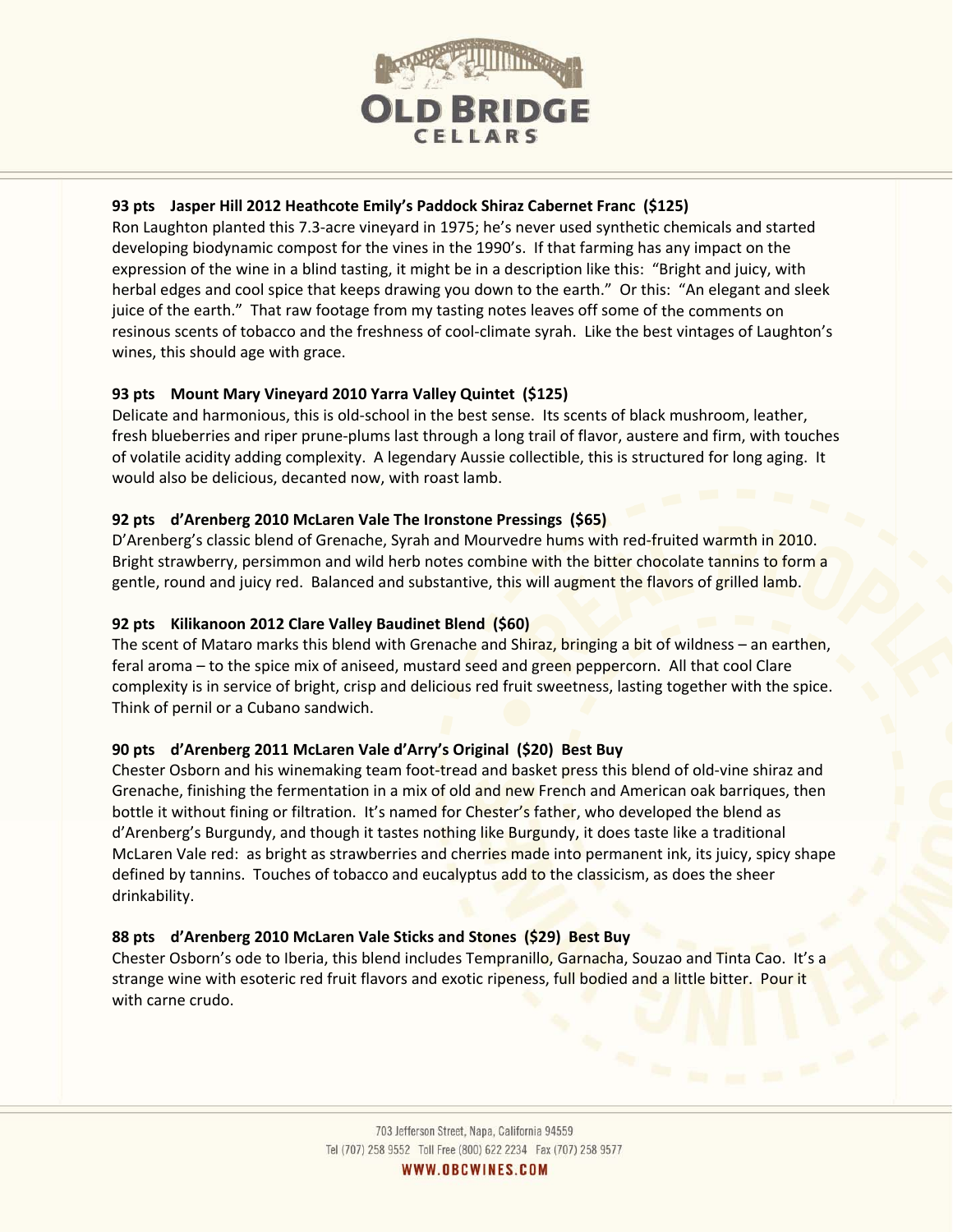**93 pts Jasper Hill 2012 Heathcote Emily's Paddock Shiraz Cabernet Franc ($125)**
Ron Laughton planted this 7.3-acre vineyard in 1975; he's never used synthetic chemicals and started developing biodynamic compost for the vines in the 1990's. If that farming has any impact on the expression of the wine in a blind tasting, it might be in a description like this: "Bright and juicy, with herbal edges and cool spice that keeps drawing you down to the earth." Or this: "An elegant and sleek juice of the earth." That raw footage from my tasting notes leaves off some of the comments on resinous scents of tobacco and the freshness of cool-climate syrah. Like the best vintages of Laughton's wines, this should age with grace.

**93 pts Mount Mary Vineyard 2010 Yarra Valley Quintet ($125)**
Delicate and harmonious, this is old-school in the best sense. Its scents of black mushroom, leather, fresh blueberries and riper prune-plums last through a long trail of flavor, austere and firm, with touches of volatile acidity adding complexity. A legendary Aussie collectible, this is structured for long aging. It would also be delicious, decanted now, with roast lamb.

**92 pts d'Arenberg 2010 McLaren Vale The Ironstone Pressings ($65)**
D'Arenberg's classic blend of Grenache, Syrah and Mourvedre hums with red-fruited warmth in 2010. Bright strawberry, persimmon and wild herb notes combine with the bitter chocolate tannins to form a gentle, round and juicy red. Balanced and substantive, this will augment the flavors of grilled lamb.

**92 pts Kilikanoon 2012 Clare Valley Baudinet Blend ($60)**
The scent of Mataro marks this blend with Grenache and Shiraz, bringing a bit of wildness – an earthen, feral aroma – to the spice mix of aniseed, mustard seed and green peppercorn. All that cool Clare complexity is in service of bright, crisp and delicious red fruit sweetness, lasting together with the spice. Think of pernil or a Cubano sandwich.

**90 pts d'Arenberg 2011 McLaren Vale d'Arry's Original ($20) Best Buy**
Chester Osborn and his winemaking team foot-tread and basket press this blend of old-vine shiraz and Grenache, finishing the fermentation in a mix of old and new French and American oak barriques, then bottle it without fining or filtration. It's named for Chester's father, who developed the blend as d'Arenberg's Burgundy, and though it tastes nothing like Burgundy, it does taste like a traditional McLaren Vale red: as bright as strawberries and cherries made into permanent ink, its juicy, spicy shape defined by tannins. Touches of tobacco and eucalyptus add to the classicism, as does the sheer drinkability.

**88 pts d'Arenberg 2010 McLaren Vale Sticks and Stones ($29) Best Buy**
Chester Osborn's ode to Iberia, this blend includes Tempranillo, Garnacha, Souzao and Tinta Cao. It's a strange wine with esoteric red fruit flavors and exotic ripeness, full bodied and a little bitter. Pour it with carne crudo.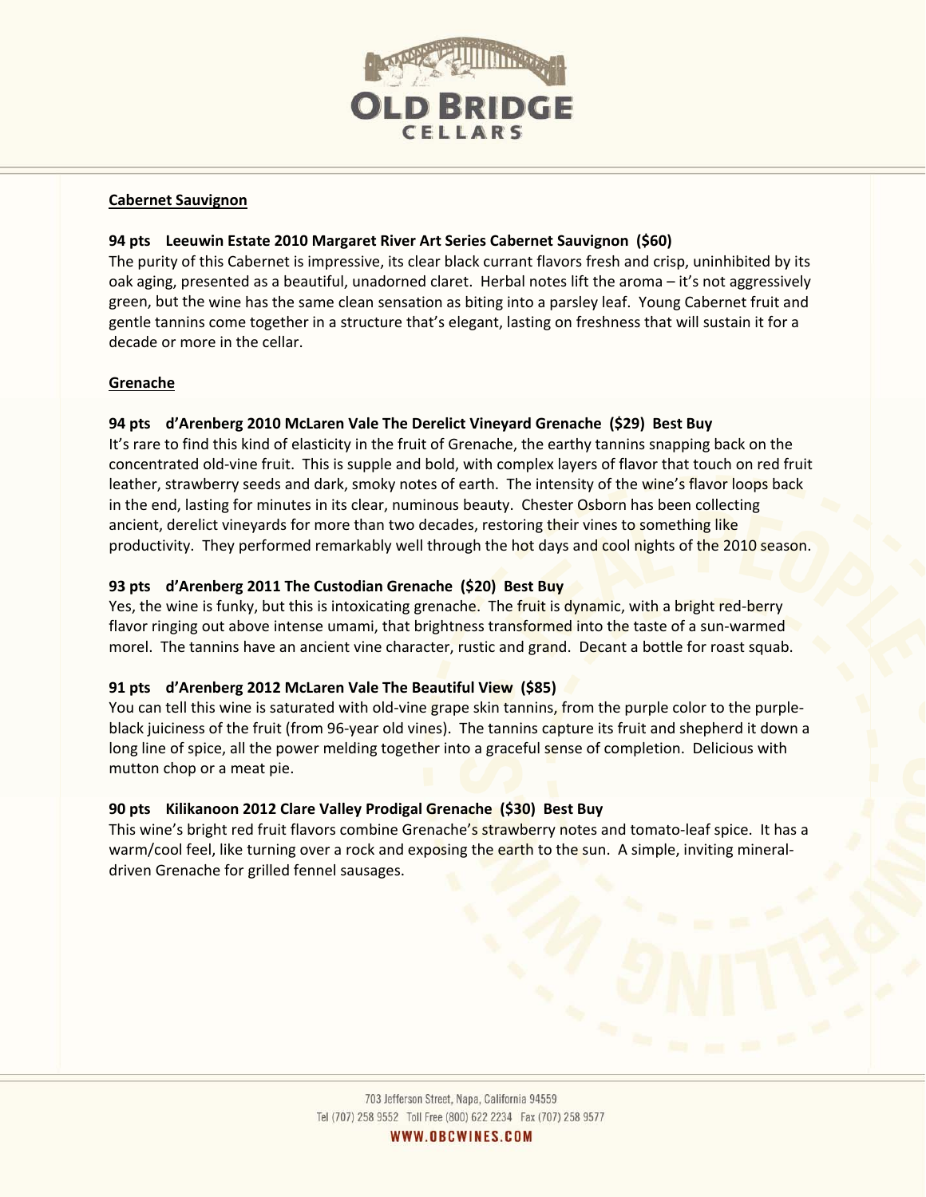## Cabernet Sauvignon

**94 pts Leeuwin Estate 2010 Margaret River Art Series Cabernet Sauvignon ($60)**
The purity of this Cabernet is impressive, its clear black currant flavors fresh and crisp, uninhibited by its oak aging, presented as a beautiful, unadorned claret. Herbal notes lift the aroma – it's not aggressively green, but the wine has the same clean sensation as biting into a parsley leaf. Young Cabernet fruit and gentle tannins come together in a structure that's elegant, lasting on freshness that will sustain it for a decade or more in the cellar.

## Grenache

**94 pts d'Arenberg 2010 McLaren Vale The Derelict Vineyard Grenache ($29) Best Buy**
It's rare to find this kind of elasticity in the fruit of Grenache, the earthy tannins snapping back on the concentrated old-vine fruit. This is supple and bold, with complex layers of flavor that touch on red fruit leather, strawberry seeds and dark, smoky notes of earth. The intensity of the wine's flavor loops back in the end, lasting for minutes in its clear, numinous beauty. Chester Osborn has been collecting ancient, derelict vineyards for more than two decades, restoring their vines to something like productivity. They performed remarkably well through the hot days and cool nights of the 2010 season.

**93 pts d'Arenberg 2011 The Custodian Grenache ($20) Best Buy**
Yes, the wine is funky, but this is intoxicating grenache. The fruit is dynamic, with a bright red-berry flavor ringing out above intense umami, that brightness transformed into the taste of a sun-warmed morel. The tannins have an ancient vine character, rustic and grand. Decant a bottle for roast squab.

**91 pts d'Arenberg 2012 McLaren Vale The Beautiful View ($85)**
You can tell this wine is saturated with old-vine grape skin tannins, from the purple color to the purple-black juiciness of the fruit (from 96-year old vines). The tannins capture its fruit and shepherd it down a long line of spice, all the power melding together into a graceful sense of completion. Delicious with mutton chop or a meat pie.

**90 pts Kilikanoon 2012 Clare Valley Prodigal Grenache ($30) Best Buy**
This wine's bright red fruit flavors combine Grenache's strawberry notes and tomato-leaf spice. It has a warm/cool feel, like turning over a rock and exposing the earth to the sun. A simple, inviting mineral-driven Grenache for grilled fennel sausages.